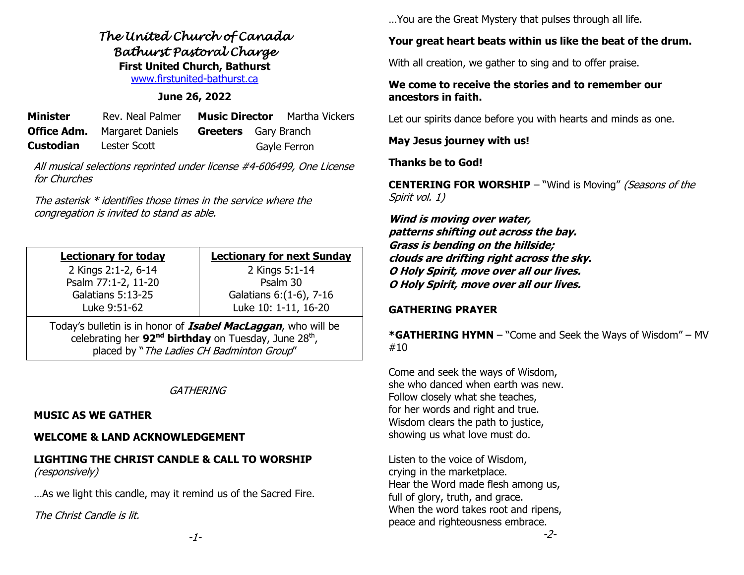# *The United Church of Canada*
## *Bathurst Pastoral Charge*
**First United Church, Bathurst**

www.firstunited-bathurst.ca

**June 26, 2022**

| | | | |
|---|---|---|---|
| **Minister** | Rev. Neal Palmer | **Music Director** | Martha Vickers |
| **Office Adm.** | Margaret Daniels | **Greeters** | Gary Branch |
| **Custodian** | Lester Scott | | Gayle Ferron |

*All musical selections reprinted under license #4-606499, One License for Churches*

*The asterisk * identifies those times in the service where the congregation is invited to stand as able.*

| **Lectionary for today** | **Lectionary for next Sunday** |
|---|---|
| 2 Kings 2:1-2, 6-14<br>Psalm 77:1-2, 11-20<br>Galatians 5:13-25<br>Luke 9:51-62 | 2 Kings 5:1-14<br>Psalm 30<br>Galatians 6:(1-6), 7-16<br>Luke 10: 1-11, 16-20 |

Today's bulletin is in honor of ***Isabel MacLaggan***, who will be celebrating her **92nd birthday** on Tuesday, June 28th, placed by "*The Ladies CH Badminton Group*"

*GATHERING*

**MUSIC AS WE GATHER**

**WELCOME & LAND ACKNOWLEDGEMENT**

**LIGHTING THE CHRIST CANDLE & CALL TO WORSHIP**
*(responsively)*

…As we light this candle, may it remind us of the Sacred Fire.

*The Christ Candle is lit.*

…You are the Great Mystery that pulses through all life.

**Your great heart beats within us like the beat of the drum.**

With all creation, we gather to sing and to offer praise.

**We come to receive the stories and to remember our ancestors in faith.**

Let our spirits dance before you with hearts and minds as one.

**May Jesus journey with us!**

**Thanks be to God!**

**CENTERING FOR WORSHIP** – "Wind is Moving" *(Seasons of the Spirit vol. 1)*

***Wind is moving over water,***
***patterns shifting out across the bay.***
***Grass is bending on the hillside;***
***clouds are drifting right across the sky.***
***O Holy Spirit, move over all our lives.***
***O Holy Spirit, move over all our lives.***

**GATHERING PRAYER**

***GATHERING HYMN** – "Come and Seek the Ways of Wisdom" – MV #10

Come and seek the ways of Wisdom,
she who danced when earth was new.
Follow closely what she teaches,
for her words and right and true.
Wisdom clears the path to justice,
showing us what love must do.

Listen to the voice of Wisdom,
crying in the marketplace.
Hear the Word made flesh among us,
full of glory, truth, and grace.
When the word takes root and ripens,
peace and righteousness embrace.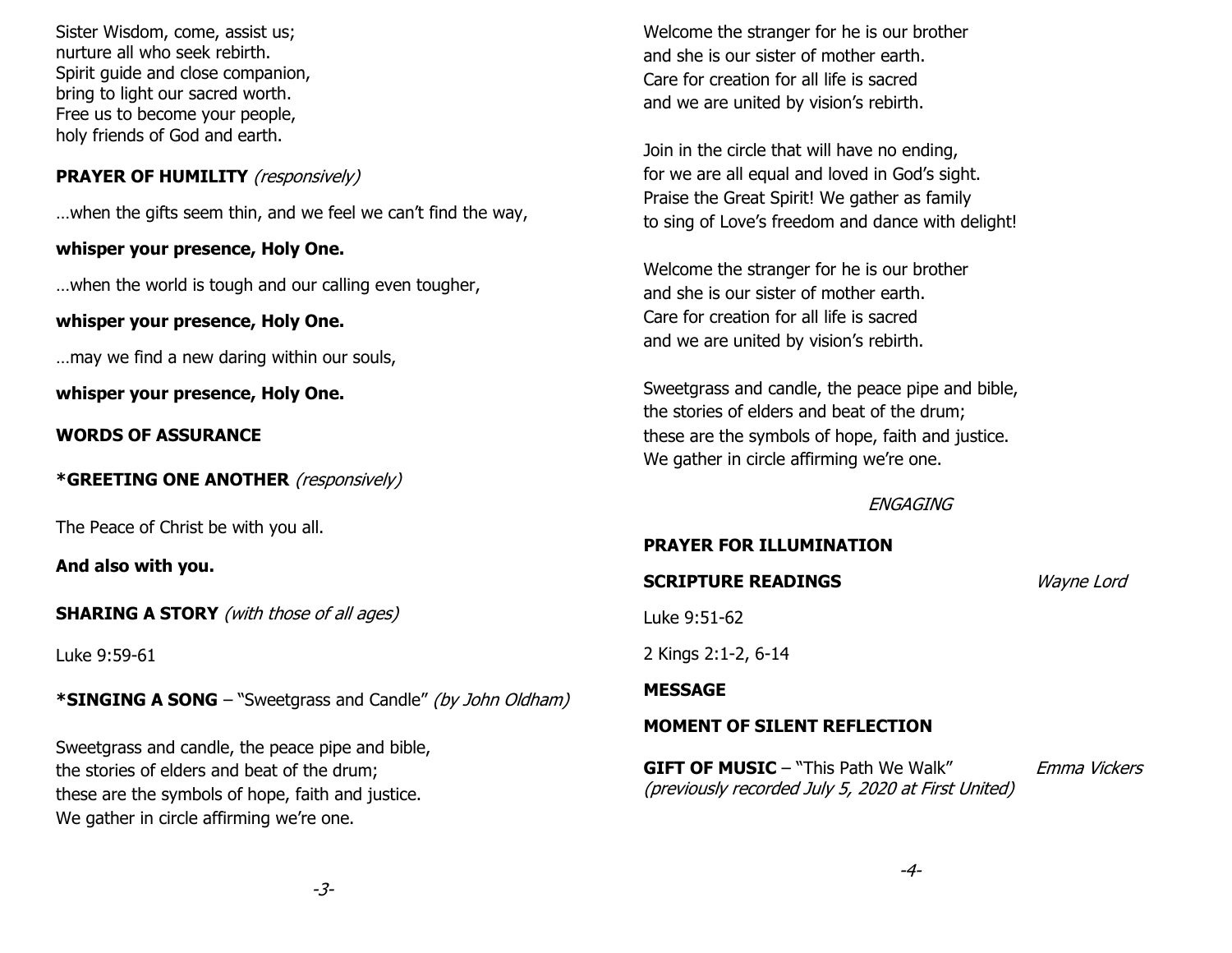Sister Wisdom, come, assist us;
nurture all who seek rebirth.
Spirit guide and close companion,
bring to light our sacred worth.
Free us to become your people,
holy friends of God and earth.

**PRAYER OF HUMILITY** *(responsively)*

…when the gifts seem thin, and we feel we can't find the way,

**whisper your presence, Holy One.**

…when the world is tough and our calling even tougher,

**whisper your presence, Holy One.**

…may we find a new daring within our souls,

**whisper your presence, Holy One.**

**WORDS OF ASSURANCE**

**\*GREETING ONE ANOTHER** *(responsively)*

The Peace of Christ be with you all.

**And also with you.**

**SHARING A STORY** *(with those of all ages)*

Luke 9:59-61

**\*SINGING A SONG** – "Sweetgrass and Candle" *(by John Oldham)*

Sweetgrass and candle, the peace pipe and bible,
the stories of elders and beat of the drum;
these are the symbols of hope, faith and justice.
We gather in circle affirming we're one.

Welcome the stranger for he is our brother
and she is our sister of mother earth.
Care for creation for all life is sacred
and we are united by vision's rebirth.

Join in the circle that will have no ending,
for we are all equal and loved in God's sight.
Praise the Great Spirit! We gather as family
to sing of Love's freedom and dance with delight!

Welcome the stranger for he is our brother
and she is our sister of mother earth.
Care for creation for all life is sacred
and we are united by vision's rebirth.

Sweetgrass and candle, the peace pipe and bible,
the stories of elders and beat of the drum;
these are the symbols of hope, faith and justice.
We gather in circle affirming we're one.

*ENGAGING*

**PRAYER FOR ILLUMINATION**

**SCRIPTURE READINGS** *Wayne Lord*

Luke 9:51-62

2 Kings 2:1-2, 6-14

**MESSAGE**

**MOMENT OF SILENT REFLECTION**

**GIFT OF MUSIC** – "This Path We Walk" *Emma Vickers*
*(previously recorded July 5, 2020 at First United)*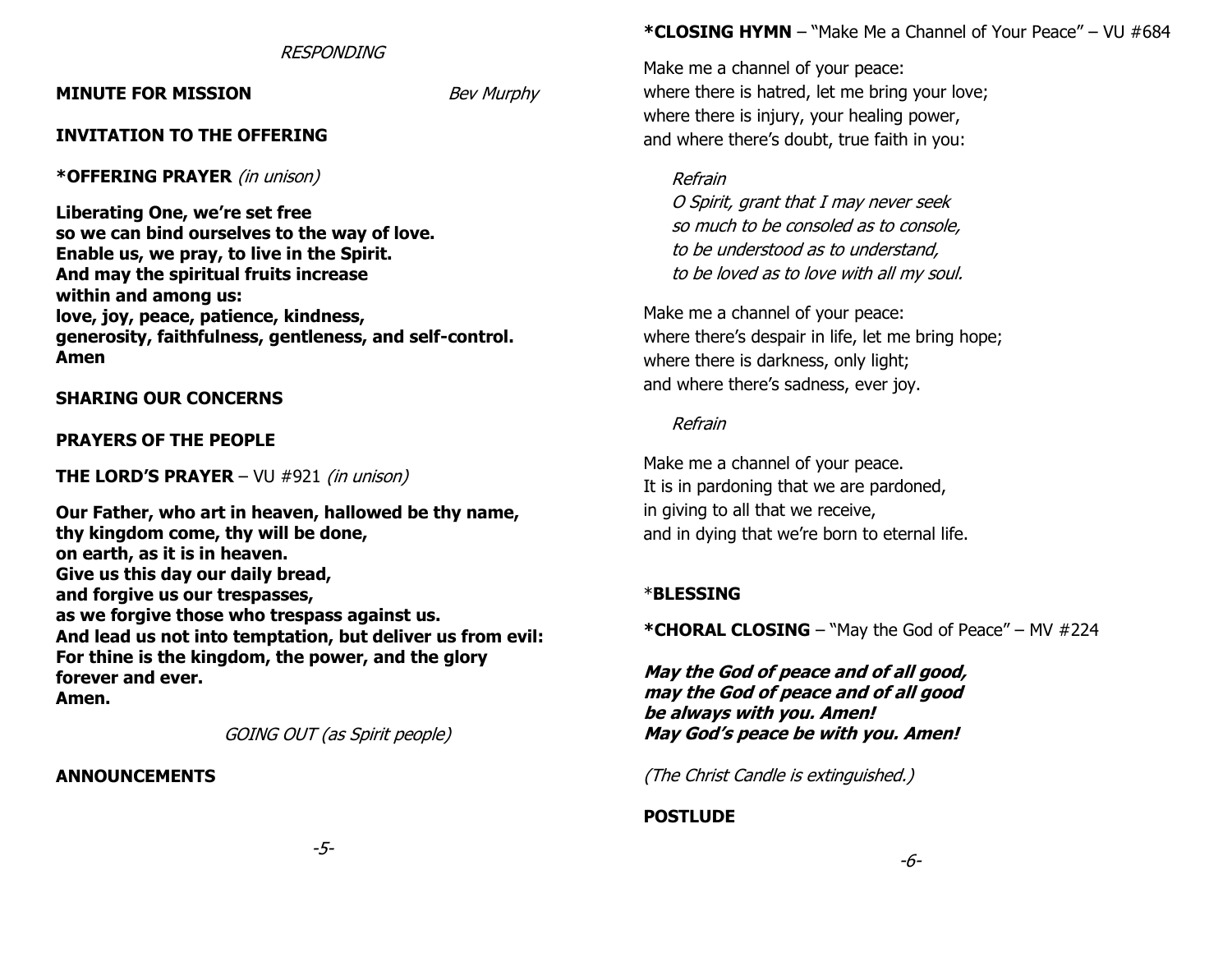*RESPONDING*

**MINUTE FOR MISSION** *Bev Murphy*

**INVITATION TO THE OFFERING**

***OFFERING PRAYER** *(in unison)*

**Liberating One, we're set free**
**so we can bind ourselves to the way of love.**
**Enable us, we pray, to live in the Spirit.**
**And may the spiritual fruits increase**
**within and among us:**
**love, joy, peace, patience, kindness,**
**generosity, faithfulness, gentleness, and self-control.**
**Amen**

**SHARING OUR CONCERNS**

**PRAYERS OF THE PEOPLE**

**THE LORD'S PRAYER** – VU #921 *(in unison)*

**Our Father, who art in heaven, hallowed be thy name,**
**thy kingdom come, thy will be done,**
**on earth, as it is in heaven.**
**Give us this day our daily bread,**
**and forgive us our trespasses,**
**as we forgive those who trespass against us.**
**And lead us not into temptation, but deliver us from evil:**
**For thine is the kingdom, the power, and the glory**
**forever and ever.**
**Amen.**

*GOING OUT (as Spirit people)*

**ANNOUNCEMENTS**

***CLOSING HYMN** – "Make Me a Channel of Your Peace" – VU #684

Make me a channel of your peace:
where there is hatred, let me bring your love;
where there is injury, your healing power,
and where there's doubt, true faith in you:

*Refrain*
*O Spirit, grant that I may never seek*
*so much to be consoled as to console,*
*to be understood as to understand,*
*to be loved as to love with all my soul.*

Make me a channel of your peace:
where there's despair in life, let me bring hope;
where there is darkness, only light;
and where there's sadness, ever joy.

*Refrain*

Make me a channel of your peace.
It is in pardoning that we are pardoned,
in giving to all that we receive,
and in dying that we're born to eternal life.

***BLESSING**

***CHORAL CLOSING** – "May the God of Peace" – MV #224

***May the God of peace and of all good,***
***may the God of peace and of all good***
***be always with you. Amen!***
***May God's peace be with you. Amen!***

*(The Christ Candle is extinguished.)*

**POSTLUDE**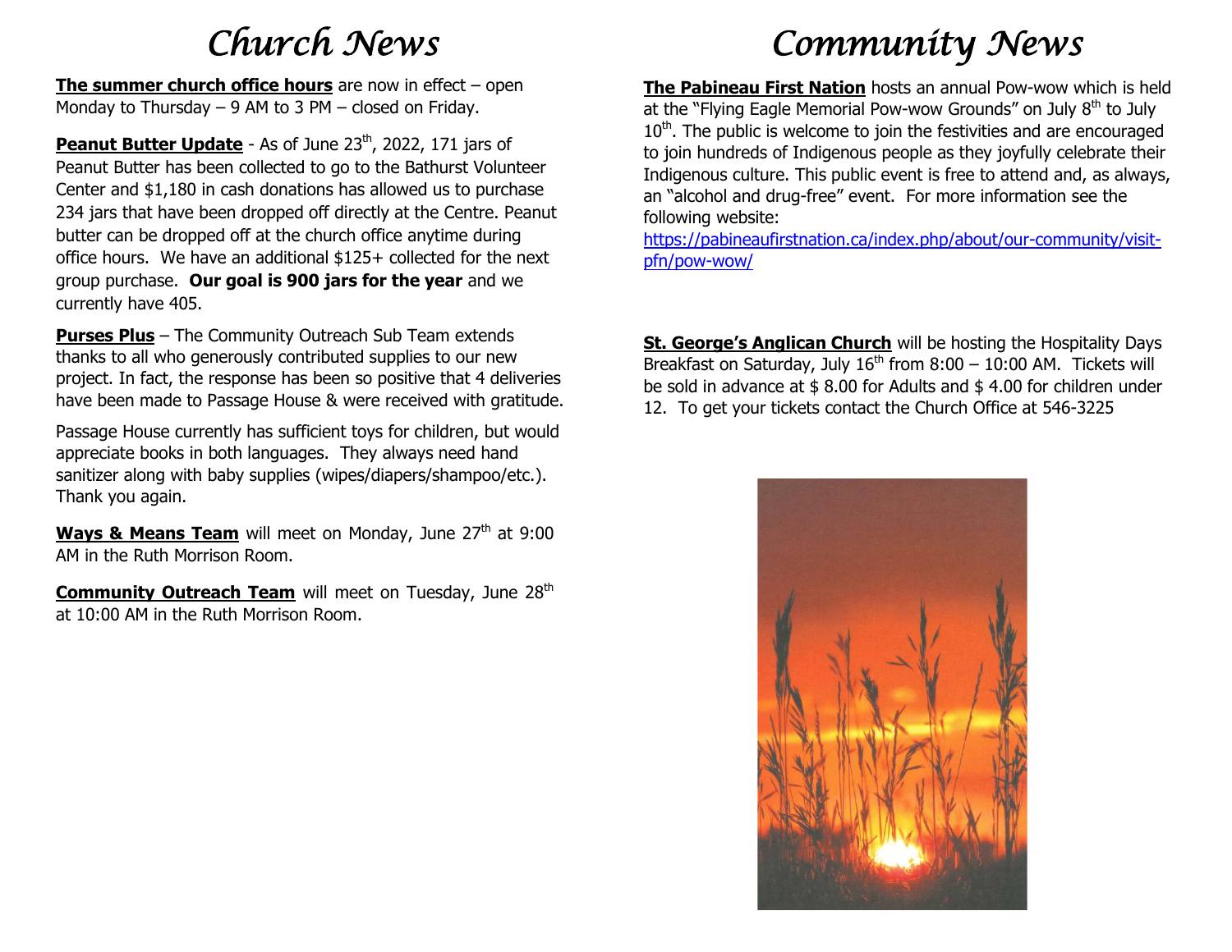# Church News

**The summer church office hours** are now in effect – open Monday to Thursday – 9 AM to 3 PM – closed on Friday.

**Peanut Butter Update** - As of June 23rd, 2022, 171 jars of Peanut Butter has been collected to go to the Bathurst Volunteer Center and $1,180 in cash donations has allowed us to purchase 234 jars that have been dropped off directly at the Centre. Peanut butter can be dropped off at the church office anytime during office hours. We have an additional $125+ collected for the next group purchase. **Our goal is 900 jars for the year** and we currently have 405.

**Purses Plus** – The Community Outreach Sub Team extends thanks to all who generously contributed supplies to our new project. In fact, the response has been so positive that 4 deliveries have been made to Passage House & were received with gratitude.

Passage House currently has sufficient toys for children, but would appreciate books in both languages. They always need hand sanitizer along with baby supplies (wipes/diapers/shampoo/etc.). Thank you again.

**Ways & Means Team** will meet on Monday, June 27th at 9:00 AM in the Ruth Morrison Room.

**Community Outreach Team** will meet on Tuesday, June 28th at 10:00 AM in the Ruth Morrison Room.

# Community News

**The Pabineau First Nation** hosts an annual Pow-wow which is held at the "Flying Eagle Memorial Pow-wow Grounds" on July 8th to July 10th. The public is welcome to join the festivities and are encouraged to join hundreds of Indigenous people as they joyfully celebrate their Indigenous culture. This public event is free to attend and, as always, an "alcohol and drug-free" event. For more information see the following website: https://pabineaufirstnation.ca/index.php/about/our-community/visit-pfn/pow-wow/

**St. George's Anglican Church** will be hosting the Hospitality Days Breakfast on Saturday, July 16th from 8:00 – 10:00 AM. Tickets will be sold in advance at $ 8.00 for Adults and $ 4.00 for children under 12. To get your tickets contact the Church Office at 546-3225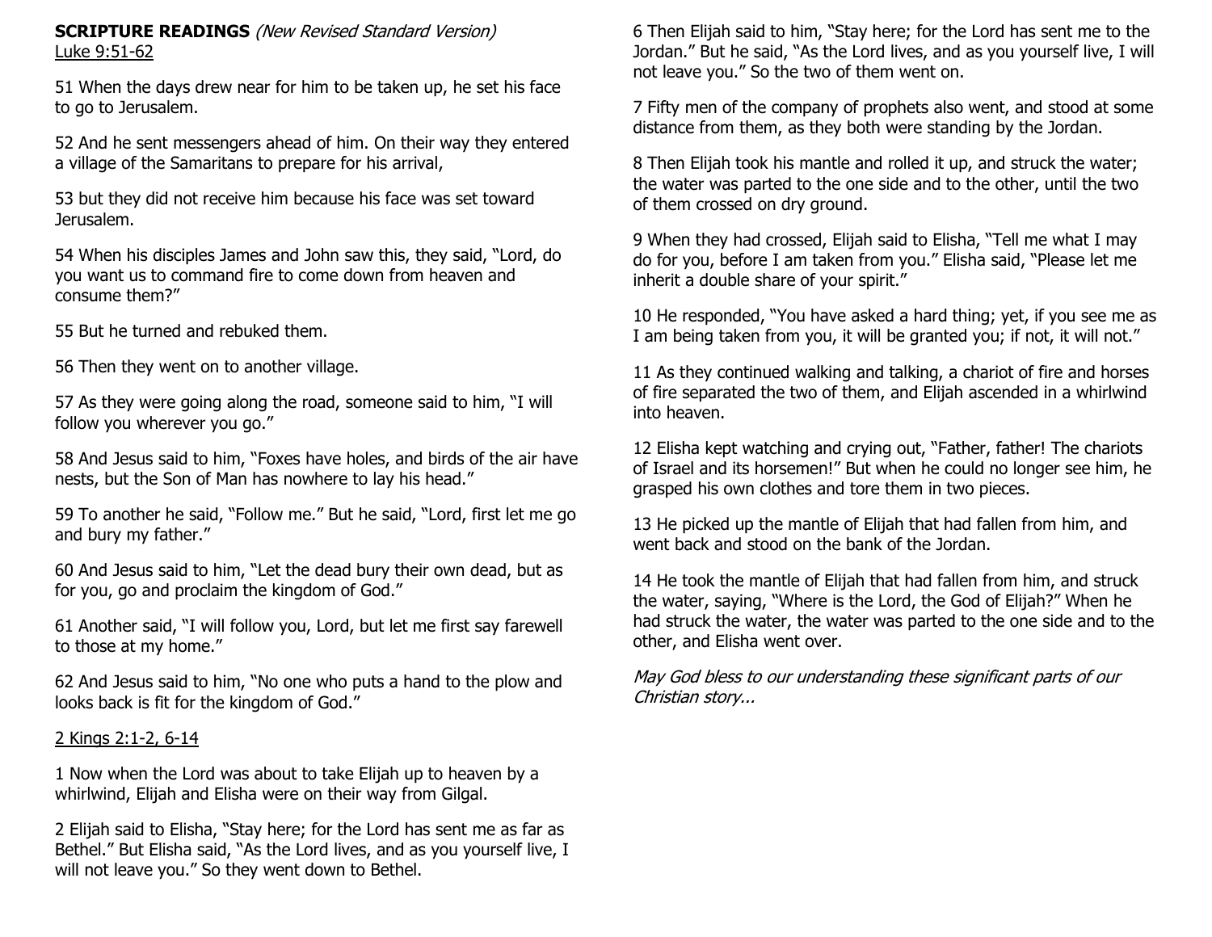**SCRIPTURE READINGS** *(New Revised Standard Version)*

Luke 9:51-62

51 When the days drew near for him to be taken up, he set his face to go to Jerusalem.

52 And he sent messengers ahead of him. On their way they entered a village of the Samaritans to prepare for his arrival,

53 but they did not receive him because his face was set toward Jerusalem.

54 When his disciples James and John saw this, they said, "Lord, do you want us to command fire to come down from heaven and consume them?"

55 But he turned and rebuked them.

56 Then they went on to another village.

57 As they were going along the road, someone said to him, "I will follow you wherever you go."

58 And Jesus said to him, "Foxes have holes, and birds of the air have nests, but the Son of Man has nowhere to lay his head."

59 To another he said, "Follow me." But he said, "Lord, first let me go and bury my father."

60 And Jesus said to him, "Let the dead bury their own dead, but as for you, go and proclaim the kingdom of God."

61 Another said, "I will follow you, Lord, but let me first say farewell to those at my home."

62 And Jesus said to him, "No one who puts a hand to the plow and looks back is fit for the kingdom of God."

2 Kings 2:1-2, 6-14

1 Now when the Lord was about to take Elijah up to heaven by a whirlwind, Elijah and Elisha were on their way from Gilgal.

2 Elijah said to Elisha, "Stay here; for the Lord has sent me as far as Bethel." But Elisha said, "As the Lord lives, and as you yourself live, I will not leave you." So they went down to Bethel.

6 Then Elijah said to him, "Stay here; for the Lord has sent me to the Jordan." But he said, "As the Lord lives, and as you yourself live, I will not leave you." So the two of them went on.

7 Fifty men of the company of prophets also went, and stood at some distance from them, as they both were standing by the Jordan.

8 Then Elijah took his mantle and rolled it up, and struck the water; the water was parted to the one side and to the other, until the two of them crossed on dry ground.

9 When they had crossed, Elijah said to Elisha, "Tell me what I may do for you, before I am taken from you." Elisha said, "Please let me inherit a double share of your spirit."

10 He responded, "You have asked a hard thing; yet, if you see me as I am being taken from you, it will be granted you; if not, it will not."

11 As they continued walking and talking, a chariot of fire and horses of fire separated the two of them, and Elijah ascended in a whirlwind into heaven.

12 Elisha kept watching and crying out, "Father, father! The chariots of Israel and its horsemen!" But when he could no longer see him, he grasped his own clothes and tore them in two pieces.

13 He picked up the mantle of Elijah that had fallen from him, and went back and stood on the bank of the Jordan.

14 He took the mantle of Elijah that had fallen from him, and struck the water, saying, "Where is the Lord, the God of Elijah?" When he had struck the water, the water was parted to the one side and to the other, and Elisha went over.

*May God bless to our understanding these significant parts of our Christian story...*